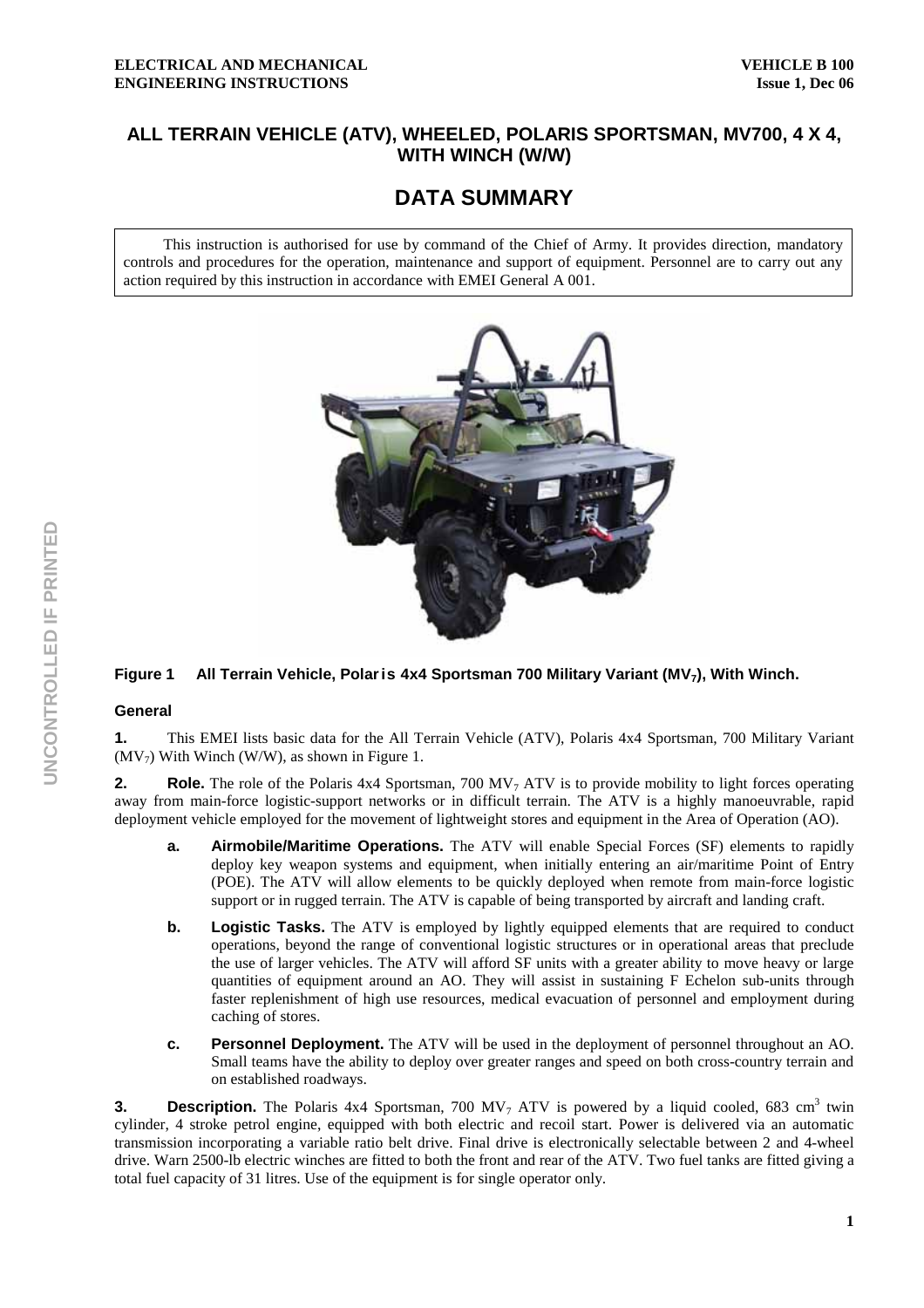# ALL TERRAIN VEHICLE (ATV), WHEELED, POLARIS SPORTSMAN, MV700, 4 X 4, WITH WINCH (W/W)

## DATA SUMMARY

This instruction is authorised for use by command of the Chief of Army. It provides direction, mandatory controls and procedures for the operation, maintenance and support of equipment. Personnel are to carry out any action required by this instruction in accordance with EMEI General A 001.

**Figure 1 All Terrain Vehicle, Polaris 4x4 Sportsman 700 Military Variant ($MV_7$), With Winch.**

### General

**1.** This EMEI lists basic data for the All Terrain Vehicle (ATV), Polaris 4x4 Sportsman, 700 Military Variant ($MV_7$) With Winch (W/W), as shown in Figure 1.

**2. Role.** The role of the Polaris 4x4 Sportsman, 700 $MV_7$ ATV is to provide mobility to light forces operating away from main-force logistic-support networks or in difficult terrain. The ATV is a highly manoeuvrable, rapid deployment vehicle employed for the movement of lightweight stores and equipment in the Area of Operation (AO).

- **a. Airmobile/Maritime Operations.** The ATV will enable Special Forces (SF) elements to rapidly deploy key weapon systems and equipment, when initially entering an air/maritime Point of Entry (POE). The ATV will allow elements to be quickly deployed when remote from main-force logistic support or in rugged terrain. The ATV is capable of being transported by aircraft and landing craft.
- **b. Logistic Tasks.** The ATV is employed by lightly equipped elements that are required to conduct operations, beyond the range of conventional logistic structures or in operational areas that preclude the use of larger vehicles. The ATV will afford SF units with a greater ability to move heavy or large quantities of equipment around an AO. They will assist in sustaining F Echelon sub-units through faster replenishment of high use resources, medical evacuation of personnel and employment during caching of stores.
- **c. Personnel Deployment.** The ATV will be used in the deployment of personnel throughout an AO. Small teams have the ability to deploy over greater ranges and speed on both cross-country terrain and on established roadways.

**3. Description.** The Polaris 4x4 Sportsman, 700 $MV_7$ ATV is powered by a liquid cooled, 683 $cm^3$ twin cylinder, 4 stroke petrol engine, equipped with both electric and recoil start. Power is delivered via an automatic transmission incorporating a variable ratio belt drive. Final drive is electronically selectable between 2 and 4-wheel drive. Warn 2500-lb electric winches are fitted to both the front and rear of the ATV. Two fuel tanks are fitted giving a total fuel capacity of 31 litres. Use of the equipment is for single operator only.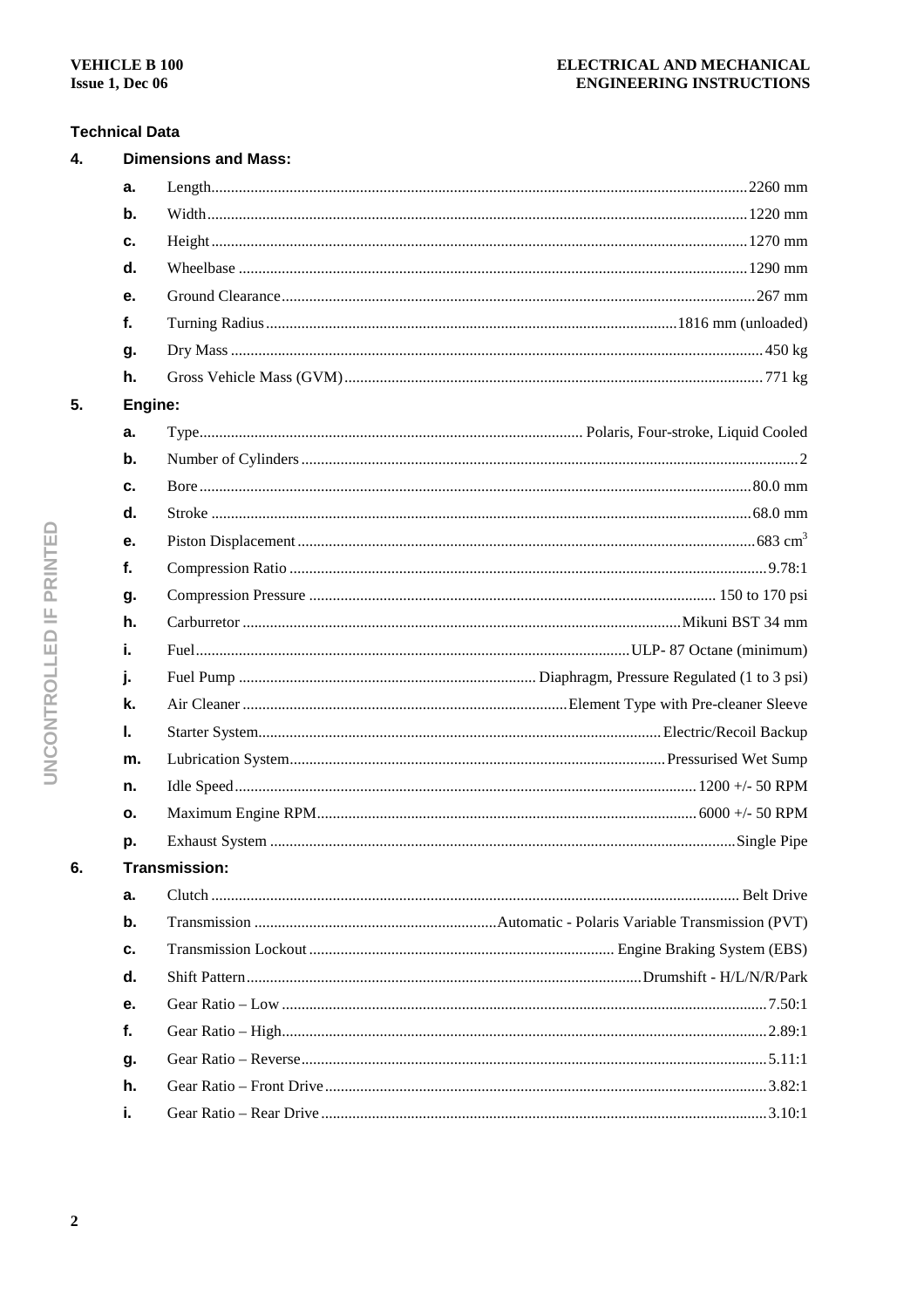## Technical Data

### 4. Dimensions and Mass:

- **a.** Length 2260 mm
- **b.** Width 1220 mm
- **c.** Height 1270 mm
- **d.** Wheelbase 1290 mm
- **e.** Ground Clearance 267 mm
- **f.** Turning Radius 1816 mm (unloaded)
- **g.** Dry Mass 450 kg
- **h.** Gross Vehicle Mass (GVM) 771 kg

### 5. Engine:

- **a.** Type Polaris, Four-stroke, Liquid Cooled
- **b.** Number of Cylinders 2
- **c.** Bore 80.0 mm
- **d.** Stroke 68.0 mm
- **e.** Piston Displacement 683 $cm^3$
- **f.** Compression Ratio 9.78:1
- **g.** Compression Pressure 150 to 170 psi
- **h.** Carburretor Mikuni BST 34 mm
- **i.** Fuel ULP- 87 Octane (minimum)
- **j.** Fuel Pump Diaphragm, Pressure Regulated (1 to 3 psi)
- **k.** Air Cleaner Element Type with Pre-cleaner Sleeve
- **l.** Starter System Electric/Recoil Backup
- **m.** Lubrication System Pressurised Wet Sump
- **n.** Idle Speed 1200 +/- 50 RPM
- **o.** Maximum Engine RPM 6000 +/- 50 RPM
- **p.** Exhaust System Single Pipe

### 6. Transmission:

- **a.** Clutch Belt Drive
- **b.** Transmission Automatic - Polaris Variable Transmission (PVT)
- **c.** Transmission Lockout Engine Braking System (EBS)
- **d.** Shift Pattern Drumshift - H/L/N/R/Park
- **e.** Gear Ratio – Low 7.50:1
- **f.** Gear Ratio – High 2.89:1
- **g.** Gear Ratio – Reverse 5.11:1
- **h.** Gear Ratio – Front Drive 3.82:1
- **i.** Gear Ratio – Rear Drive 3.10:1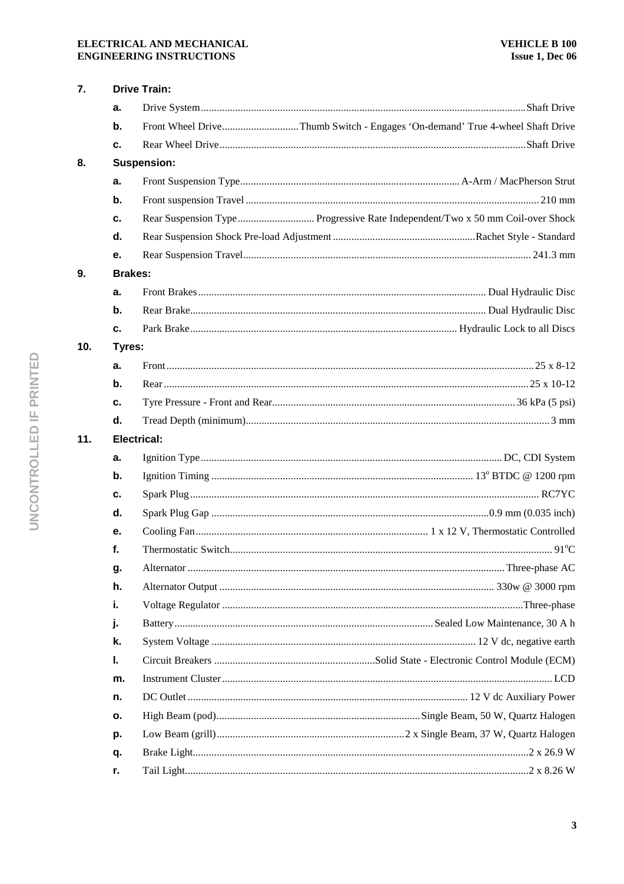## 7. Drive Train:

- **a.** Drive System ..... Shaft Drive
- **b.** Front Wheel Drive ..... Thumb Switch - Engages 'On-demand' True 4-wheel Shaft Drive
- **c.** Rear Wheel Drive ..... Shaft Drive

## 8. Suspension:

- **a.** Front Suspension Type ..... A-Arm / MacPherson Strut
- **b.** Front suspension Travel ..... 210 mm
- **c.** Rear Suspension Type ..... Progressive Rate Independent/Two x 50 mm Coil-over Shock
- **d.** Rear Suspension Shock Pre-load Adjustment ..... Rachet Style - Standard
- **e.** Rear Suspension Travel ..... 241.3 mm

## 9. Brakes:

- **a.** Front Brakes ..... Dual Hydraulic Disc
- **b.** Rear Brake ..... Dual Hydraulic Disc
- **c.** Park Brake ..... Hydraulic Lock to all Discs

## 10. Tyres:

- **a.** Front ..... 25 x 8-12
- **b.** Rear ..... 25 x 10-12
- **c.** Tyre Pressure - Front and Rear ..... 36 kPa (5 psi)
- **d.** Tread Depth (minimum) ..... 3 mm

## 11. Electrical:

- **a.** Ignition Type ..... DC, CDI System
- **b.** Ignition Timing ..... $13^{o}$ BTDC @ 1200 rpm
- **c.** Spark Plug ..... RC7YC
- **d.** Spark Plug Gap ..... 0.9 mm (0.035 inch)
- **e.** Cooling Fan ..... 1 x 12 V, Thermostatic Controlled
- **f.** Thermostatic Switch ..... $91^{o}$C
- **g.** Alternator ..... Three-phase AC
- **h.** Alternator Output ..... 330w @ 3000 rpm
- **i.** Voltage Regulator ..... Three-phase
- **j.** Battery ..... Sealed Low Maintenance, 30 A h
- **k.** System Voltage ..... 12 V dc, negative earth
- **l.** Circuit Breakers ..... Solid State - Electronic Control Module (ECM)
- **m.** Instrument Cluster ..... LCD
- **n.** DC Outlet ..... 12 V dc Auxiliary Power
- **o.** High Beam (pod) ..... Single Beam, 50 W, Quartz Halogen
- **p.** Low Beam (grill) ..... 2 x Single Beam, 37 W, Quartz Halogen
- **q.** Brake Light ..... 2 x 26.9 W
- **r.** Tail Light ..... 2 x 8.26 W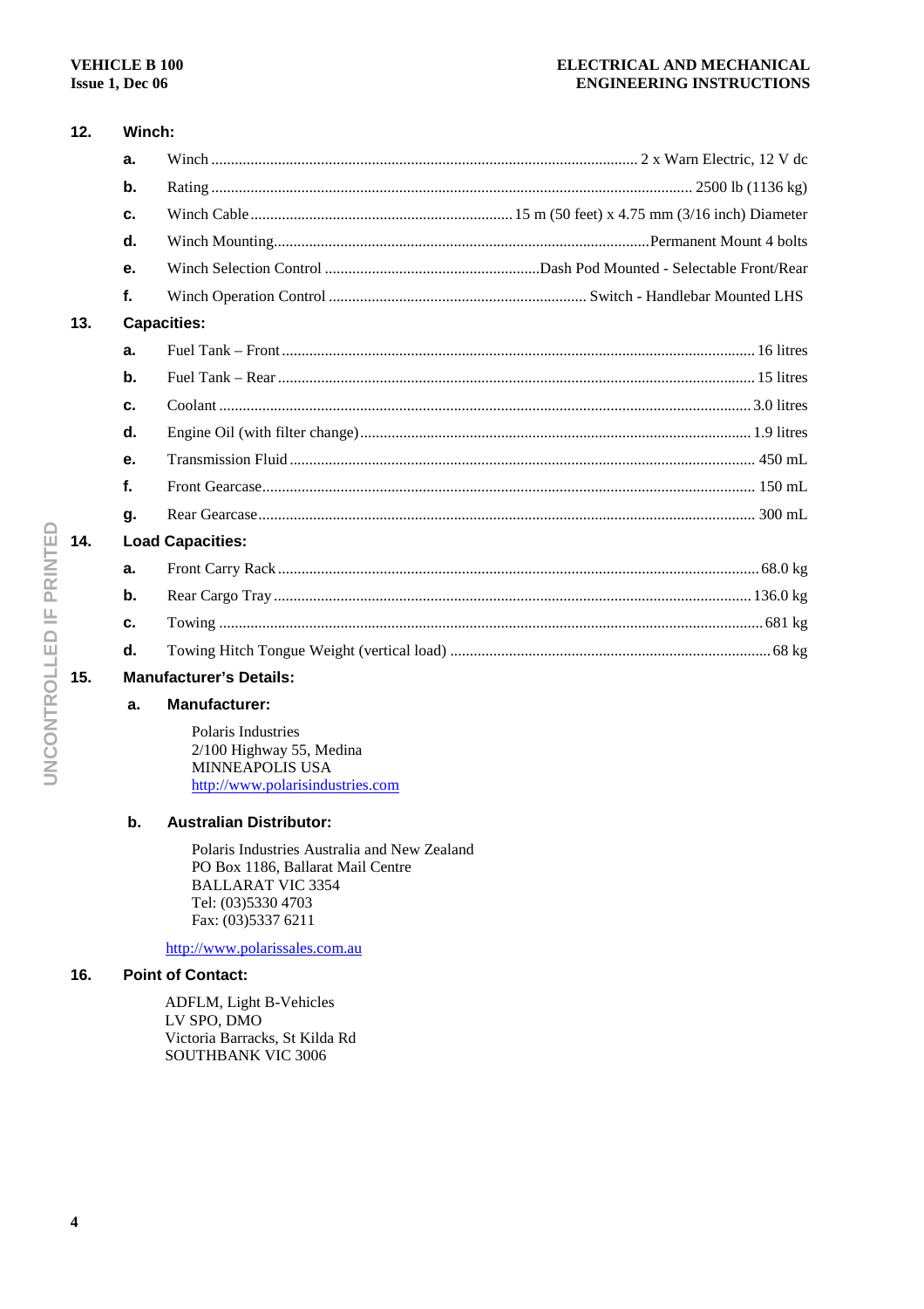**12. Winch:**

- **a.** Winch ............ 2 x Warn Electric, 12 V dc
- **b.** Rating ............ 2500 lb (1136 kg)
- **c.** Winch Cable ............ 15 m (50 feet) x 4.75 mm (3/16 inch) Diameter
- **d.** Winch Mounting ............ Permanent Mount 4 bolts
- **e.** Winch Selection Control ............ Dash Pod Mounted - Selectable Front/Rear
- **f.** Winch Operation Control ............ Switch - Handlebar Mounted LHS

**13. Capacities:**

- **a.** Fuel Tank – Front ............ 16 litres
- **b.** Fuel Tank – Rear ............ 15 litres
- **c.** Coolant ............ 3.0 litres
- **d.** Engine Oil (with filter change) ............ 1.9 litres
- **e.** Transmission Fluid ............ 450 mL
- **f.** Front Gearcase ............ 150 mL
- **g.** Rear Gearcase ............ 300 mL

**14. Load Capacities:**

- **a.** Front Carry Rack ............ 68.0 kg
- **b.** Rear Cargo Tray ............ 136.0 kg
- **c.** Towing ............ 681 kg
- **d.** Towing Hitch Tongue Weight (vertical load) ............ 68 kg

**15. Manufacturer's Details:**

**a. Manufacturer:**

Polaris Industries
2/100 Highway 55, Medina
MINNEAPOLIS USA
http://www.polarisindustries.com

**b. Australian Distributor:**

Polaris Industries Australia and New Zealand
PO Box 1186, Ballarat Mail Centre
BALLARAT VIC 3354
Tel: (03)5330 4703
Fax: (03)5337 6211

http://www.polarissales.com.au

**16. Point of Contact:**

ADFLM, Light B-Vehicles
LV SPO, DMO
Victoria Barracks, St Kilda Rd
SOUTHBANK VIC 3006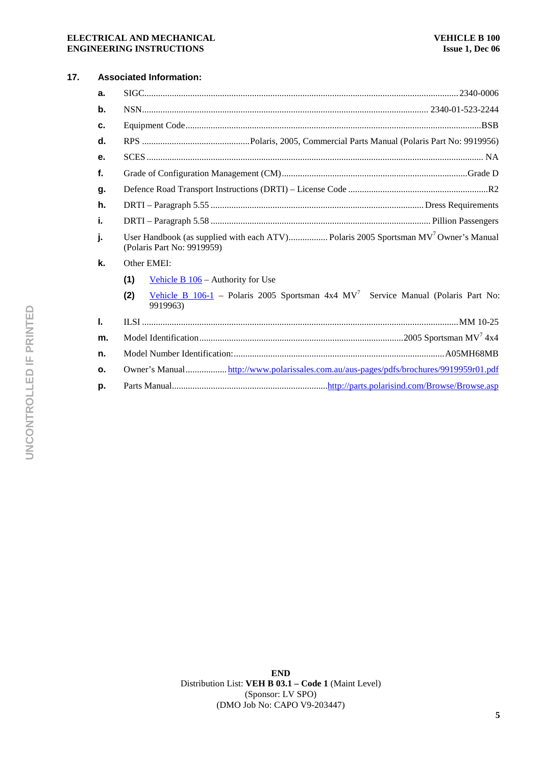## 17. Associated Information:

**a.** SIGC......................................................................................................2340-0006

**b.** NSN.......................................................................................................2340-01-523-2244

**c.** Equipment Code.......................................................................................................BSB

**d.** RPS ..........................................Polaris, 2005, Commercial Parts Manual (Polaris Part No: 9919956)

**e.** SCES ....................................................................................................... NA

**f.** Grade of Configuration Management (CM).......................................................................Grade D

**g.** Defence Road Transport Instructions (DRTI) – License Code ................................................R2

**h.** DRTI – Paragraph 5.55 ............................................................................. Dress Requirements

**i.** DRTI – Paragraph 5.58 ................................................................................ Pillion Passengers

**j.** User Handbook (as supplied with each ATV)................. Polaris 2005 Sportsman MV[7] Owner's Manual (Polaris Part No: 9919959)

**k.** Other EMEI:

- **(1)** Vehicle B 106 – Authority for Use
- **(2)** Vehicle B 106-1 – Polaris 2005 Sportsman 4x4 MV[7] Service Manual (Polaris Part No: 9919963)

**l.** ILSI ...........................................................................................................MM 10-25

**m.** Model Identification.......................................................................2005 Sportsman MV[7] 4x4

**n.** Model Number Identification:.........................................................................A05MH68MB

**o.** Owner's Manual.................. http://www.polarissales.com.au/aus-pages/pdfs/brochures/9919959r01.pdf

**p.** Parts Manual...................................................................http://parts.polarisind.com/Browse/Browse.asp

UNCONTROLLED IF PRINTED

**END**

Distribution List: **VEH B 03.1 – Code 1** (Maint Level)

(Sponsor: LV SPO)

(DMO Job No: CAPO V9-203447)